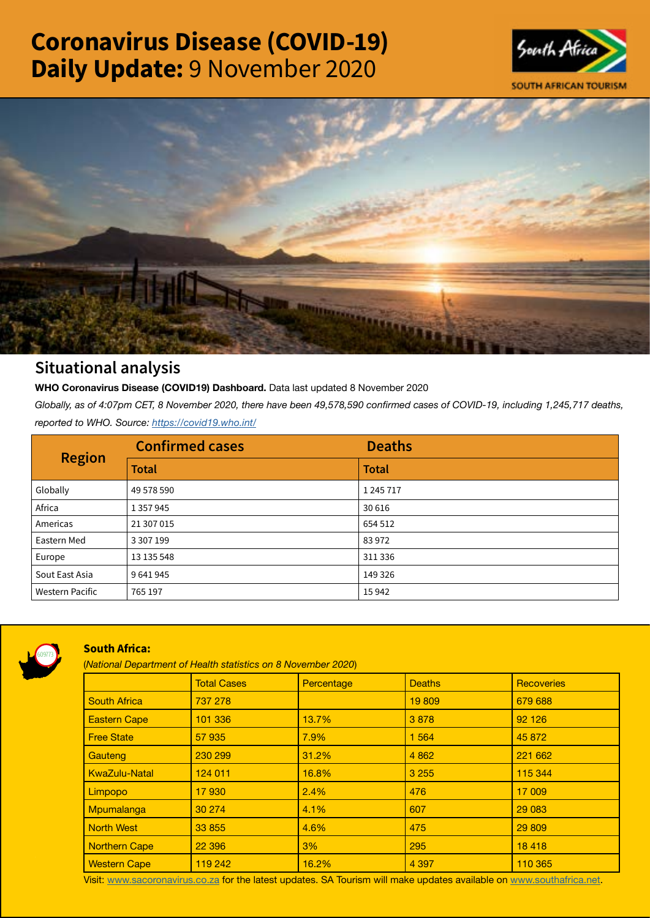# Coronavirus Disease (COVID-19) Daily Update: 9 November 2020

SOUTH AFRICAN TOURISM

## Situational analysis

**WHO Coronavirus Disease (COVID19) Dashboard.** Data last updated 8 November 2020

*Globally, as of 4:07pm CET, 8 November 2020, there have been 49,578,590 confirmed cases of COVID-19, including 1,245,717 deaths, reported to WHO. Source: https://covid19.who.int/*

| Region | Confirmed cases | Deaths |
|---|---|---|
| | Total | Total |
| Globally | 49 578 590 | 1 245 717 |
| Africa | 1 357 945 | 30 616 |
| Americas | 21 307 015 | 654 512 |
| Eastern Med | 3 307 199 | 83 972 |
| Europe | 13 135 548 | 311 336 |
| Sout East Asia | 9 641 945 | 149 326 |
| Western Pacific | 765 197 | 15 942 |

### South Africa:

(*National Department of Health statistics on 8 November 2020*)

| | Total Cases | Percentage | Deaths | Recoveries |
|---|---|---|---|---|
| South Africa | 737 278 | | 19 809 | 679 688 |
| Eastern Cape | 101 336 | 13.7% | 3 878 | 92 126 |
| Free State | 57 935 | 7.9% | 1 564 | 45 872 |
| Gauteng | 230 299 | 31.2% | 4 862 | 221 662 |
| KwaZulu-Natal | 124 011 | 16.8% | 3 255 | 115 344 |
| Limpopo | 17 930 | 2.4% | 476 | 17 009 |
| Mpumalanga | 30 274 | 4.1% | 607 | 29 083 |
| North West | 33 855 | 4.6% | 475 | 29 809 |
| Northern Cape | 22 396 | 3% | 295 | 18 418 |
| Western Cape | 119 242 | 16.2% | 4 397 | 110 365 |

Visit: www.sacoronavirus.co.za for the latest updates. SA Tourism will make updates available on www.southafrica.net.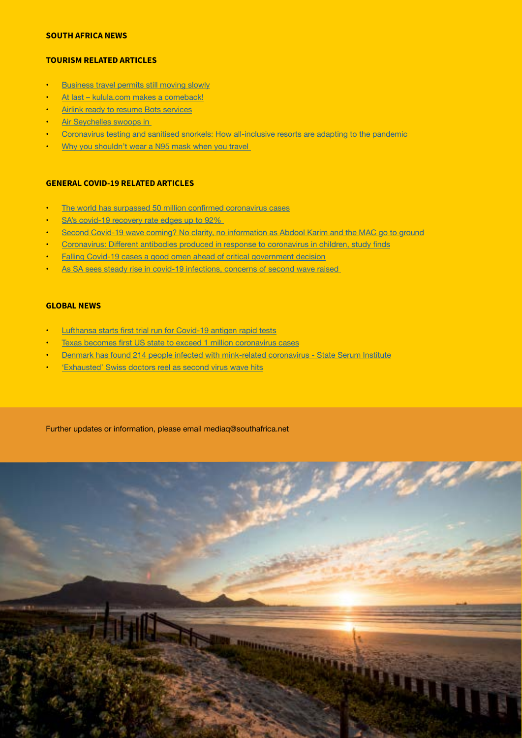**SOUTH AFRICA NEWS**

**TOURISM RELATED ARTICLES**

- Business travel permits still moving slowly
- At last – kulula.com makes a comeback!
- Airlink ready to resume Bots services
- Air Seychelles swoops in
- Coronavirus testing and sanitised snorkels: How all-inclusive resorts are adapting to the pandemic
- Why you shouldn't wear a N95 mask when you travel

**GENERAL COVID-19 RELATED ARTICLES**

- The world has surpassed 50 million confirmed coronavirus cases
- SA's covid-19 recovery rate edges up to 92%
- Second Covid-19 wave coming? No clarity, no information as Abdool Karim and the MAC go to ground
- Coronavirus: Different antibodies produced in response to coronavirus in children, study finds
- Falling Covid-19 cases a good omen ahead of critical government decision
- As SA sees steady rise in covid-19 infections, concerns of second wave raised

**GLOBAL NEWS**

- Lufthansa starts first trial run for Covid-19 antigen rapid tests
- Texas becomes first US state to exceed 1 million coronavirus cases
- Denmark has found 214 people infected with mink-related coronavirus - State Serum Institute
- 'Exhausted' Swiss doctors reel as second virus wave hits

Further updates or information, please email mediaq@southafrica.net